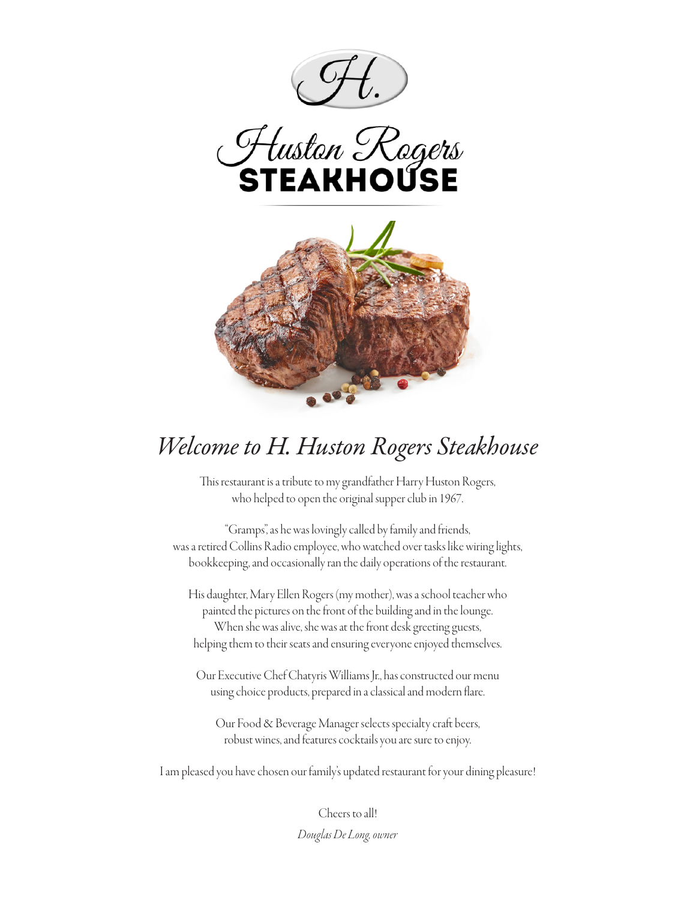H.

# Huston Rogers STEAKHOUSE

## *Welcome to H. Huston Rogers Steakhouse*

This restaurant is a tribute to my grandfather Harry Huston Rogers,
who helped to open the original supper club in 1967.

"Gramps", as he was lovingly called by family and friends,
was a retired Collins Radio employee, who watched over tasks like wiring lights,
bookkeeping, and occasionally ran the daily operations of the restaurant.

His daughter, Mary Ellen Rogers (my mother), was a school teacher who
painted the pictures on the front of the building and in the lounge.
When she was alive, she was at the front desk greeting guests,
helping them to their seats and ensuring everyone enjoyed themselves.

Our Executive Chef Chatyris Williams Jr., has constructed our menu
using choice products, prepared in a classical and modern flare.

Our Food & Beverage Manager selects specialty craft beers,
robust wines, and features cocktails you are sure to enjoy.

I am pleased you have chosen our family's updated restaurant for your dining pleasure!

Cheers to all!

*Douglas De Long, owner*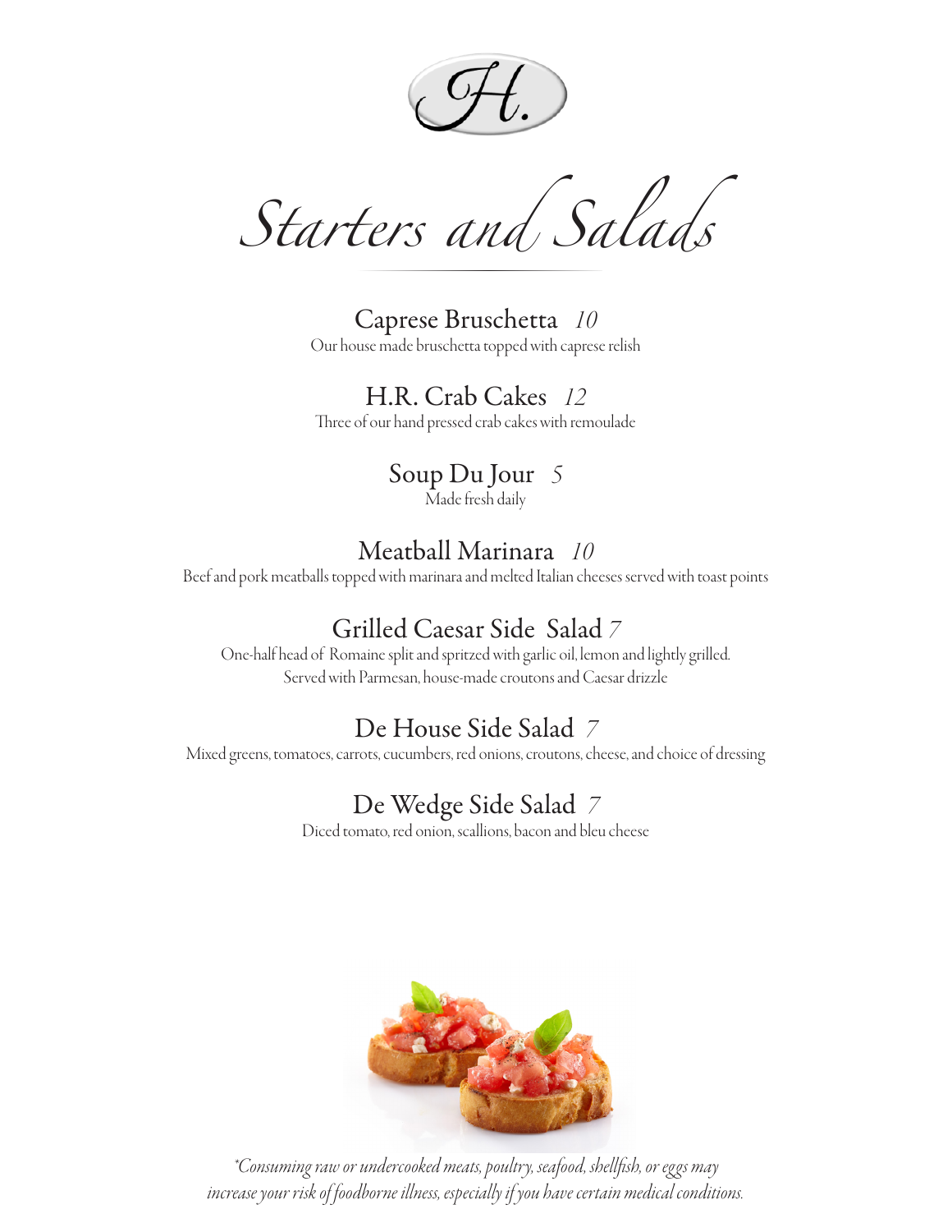H.

# Starters and Salads

### Caprese Bruschetta *10*
Our house made bruschetta topped with caprese relish

### H.R. Crab Cakes *12*
Three of our hand pressed crab cakes with remoulade

### Soup Du Jour *5*
Made fresh daily

### Meatball Marinara *10*
Beef and pork meatballs topped with marinara and melted Italian cheeses served with toast points

### Grilled Caesar Side Salad *7*
One-half head of Romaine split and spritzed with garlic oil, lemon and lightly grilled.
Served with Parmesan, house-made croutons and Caesar drizzle

### De House Side Salad *7*
Mixed greens, tomatoes, carrots, cucumbers, red onions, croutons, cheese, and choice of dressing

### De Wedge Side Salad *7*
Diced tomato, red onion, scallions, bacon and bleu cheese

*\*Consuming raw or undercooked meats, poultry, seafood, shellfish, or eggs may increase your risk of foodborne illness, especially if you have certain medical conditions.*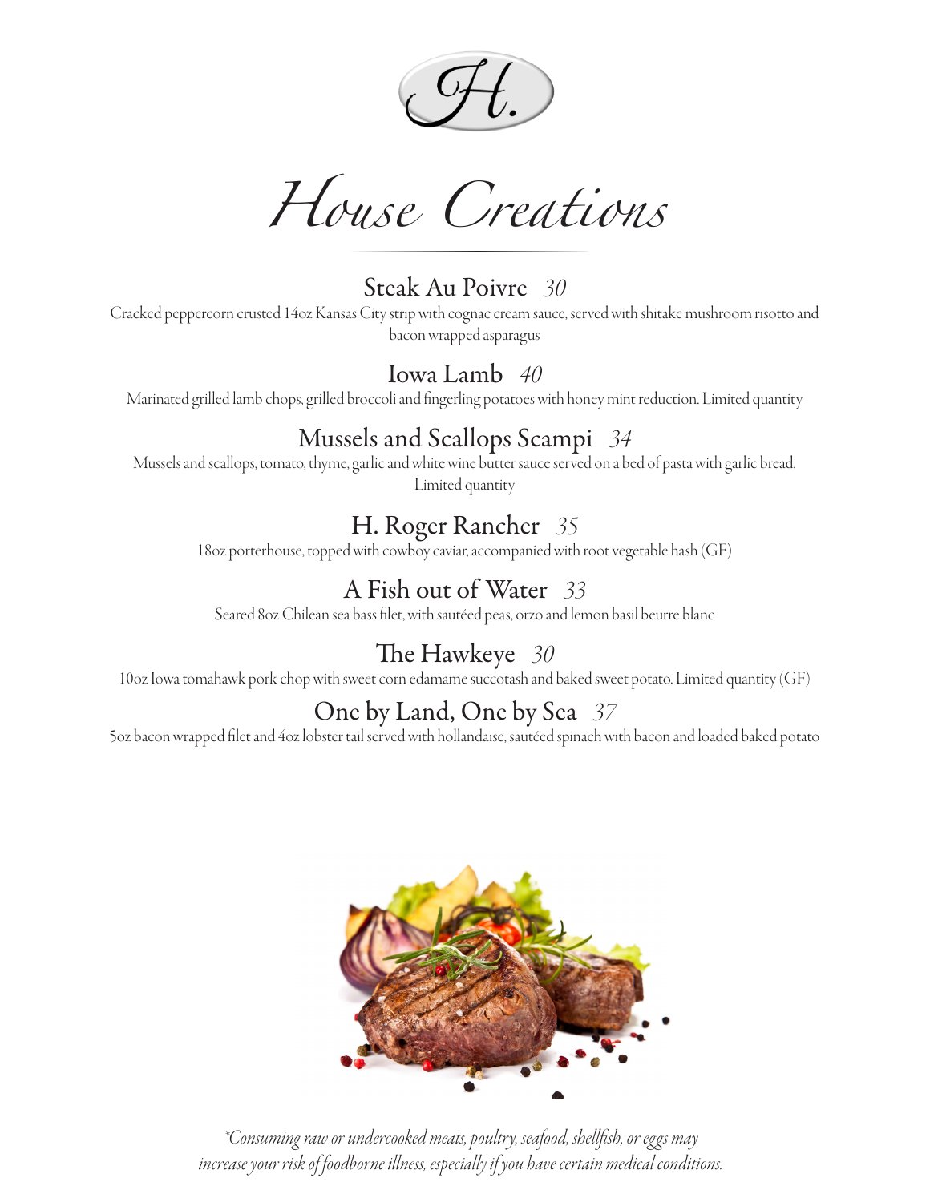H.

# House Creations

## Steak Au Poivre *30*

Cracked peppercorn crusted 14oz Kansas City strip with cognac cream sauce, served with shitake mushroom risotto and bacon wrapped asparagus

## Iowa Lamb *40*

Marinated grilled lamb chops, grilled broccoli and fingerling potatoes with honey mint reduction. Limited quantity

## Mussels and Scallops Scampi *34*

Mussels and scallops, tomato, thyme, garlic and white wine butter sauce served on a bed of pasta with garlic bread. Limited quantity

## H. Roger Rancher *35*

18oz porterhouse, topped with cowboy caviar, accompanied with root vegetable hash (GF)

## A Fish out of Water *33*

Seared 8oz Chilean sea bass filet, with sautéed peas, orzo and lemon basil beurre blanc

## The Hawkeye *30*

10oz Iowa tomahawk pork chop with sweet corn edamame succotash and baked sweet potato. Limited quantity (GF)

## One by Land, One by Sea *37*

5oz bacon wrapped filet and 4oz lobster tail served with hollandaise, sautéed spinach with bacon and loaded baked potato

*\*Consuming raw or undercooked meats, poultry, seafood, shellfish, or eggs may increase your risk of foodborne illness, especially if you have certain medical conditions.*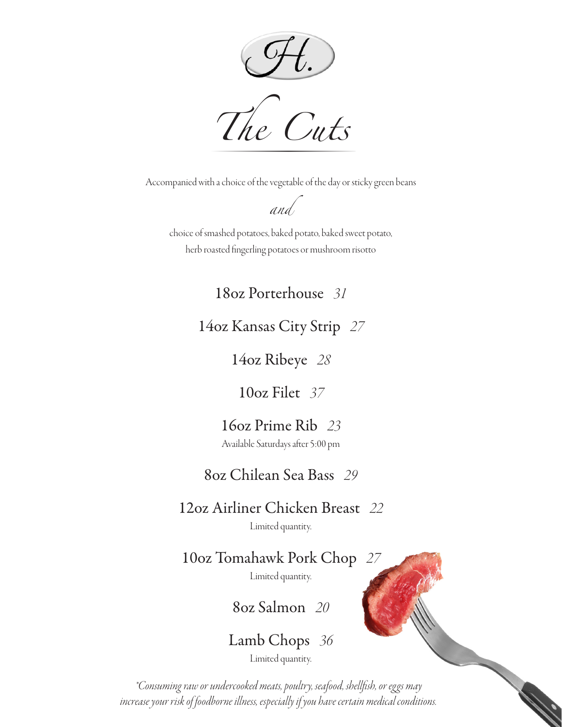H.

# The Cuts

Accompanied with a choice of the vegetable of the day or sticky green beans

*and*

choice of smashed potatoes, baked potato, baked sweet potato, herb roasted fingerling potatoes or mushroom risotto

18oz Porterhouse *31*

14oz Kansas City Strip *27*

14oz Ribeye *28*

10oz Filet *37*

16oz Prime Rib *23*
Available Saturdays after 5:00 pm

8oz Chilean Sea Bass *29*

12oz Airliner Chicken Breast *22*
Limited quantity.

10oz Tomahawk Pork Chop *27*
Limited quantity.

8oz Salmon *20*

Lamb Chops *36*
Limited quantity.

*\*Consuming raw or undercooked meats, poultry, seafood, shellfish, or eggs may increase your risk of foodborne illness, especially if you have certain medical conditions.*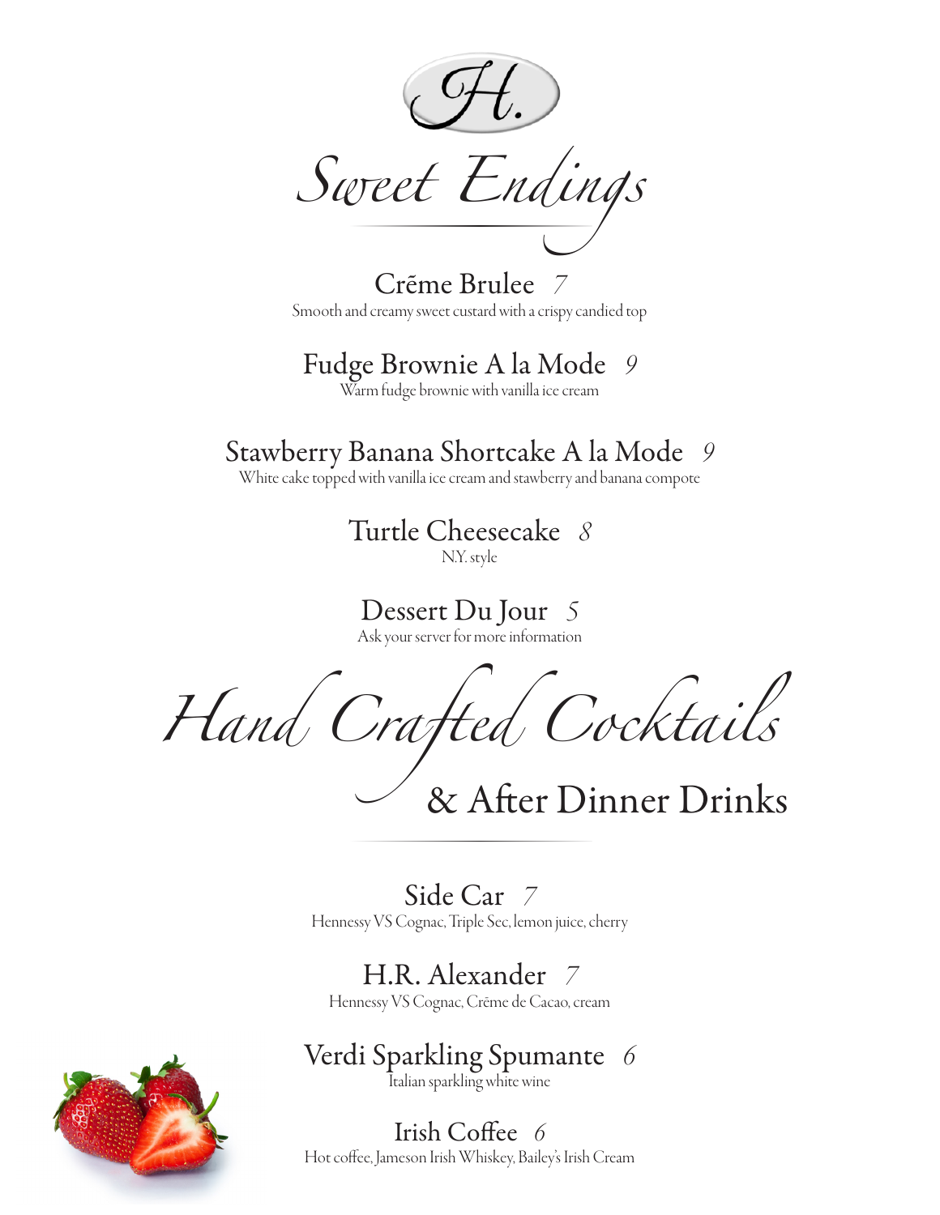H.

# Sweet Endings

**Crēme Brulee** *7*
Smooth and creamy sweet custard with a crispy candied top

**Fudge Brownie A la Mode** *9*
Warm fudge brownie with vanilla ice cream

**Stawberry Banana Shortcake A la Mode** *9*
White cake topped with vanilla ice cream and stawberry and banana compote

**Turtle Cheesecake** *8*
N.Y. style

**Dessert Du Jour** *5*
Ask your server for more information

# Hand Crafted Cocktails & After Dinner Drinks

**Side Car** *7*
Hennessy VS Cognac, Triple Sec, lemon juice, cherry

**H.R. Alexander** *7*
Hennessy VS Cognac, Crēme de Cacao, cream

**Verdi Sparkling Spumante** *6*
Italian sparkling white wine

**Irish Coffee** *6*
Hot coffee, Jameson Irish Whiskey, Bailey's Irish Cream